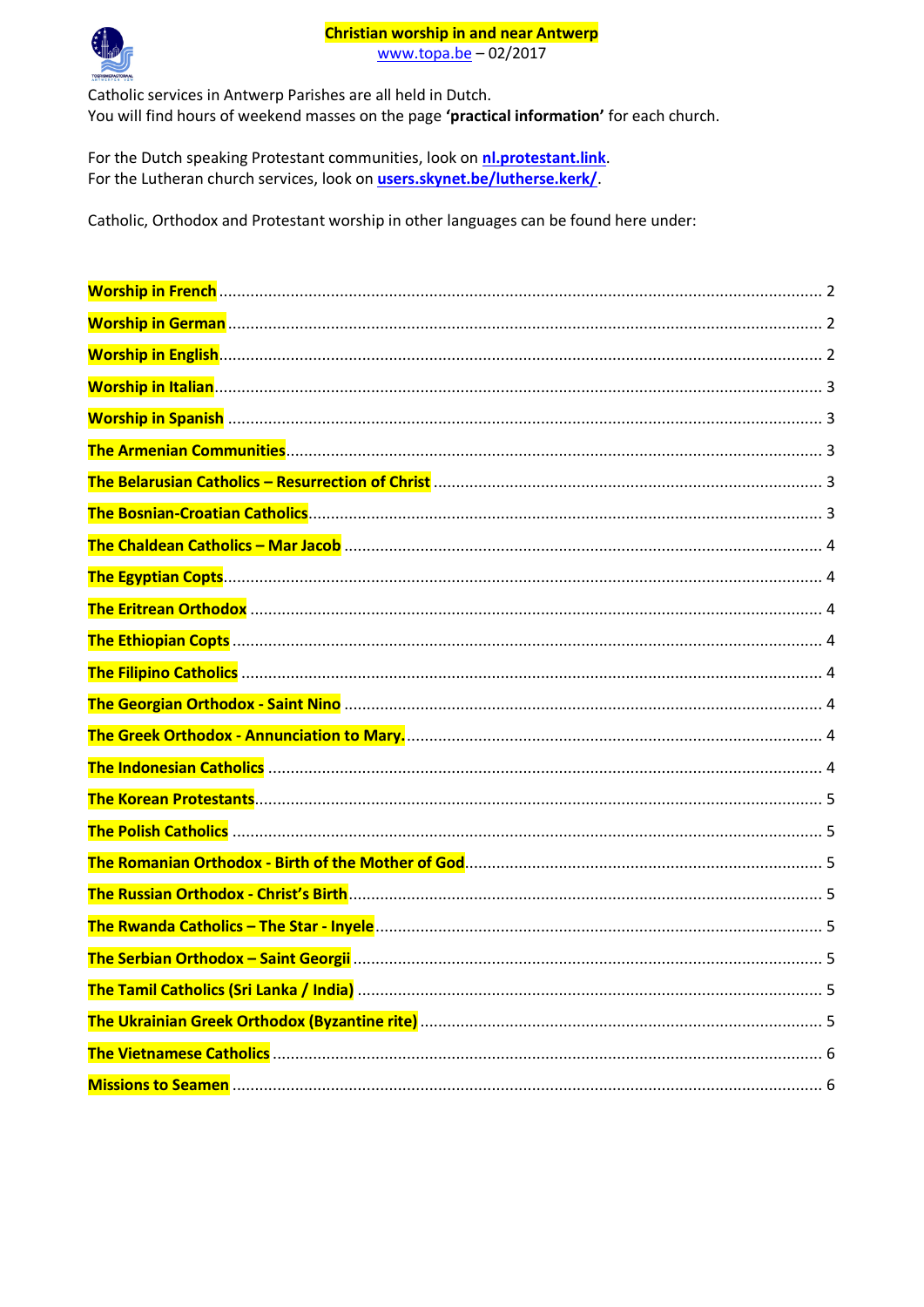# Christian worship in and near Antwerp

www.topa.be – 02/2017

Catholic services in Antwerp Parishes are all held in Dutch.
You will find hours of weekend masses on the page **'practical information'** for each church.

For the Dutch speaking Protestant communities, look on **nl.protestant.link**.
For the Lutheran church services, look on **users.skynet.be/lutherse.kerk/**.

Catholic, Orthodox and Protestant worship in other languages can be found here under:

- **Worship in French** ..... 2
- **Worship in German** ..... 2
- **Worship in English** ..... 2
- **Worship in Italian** ..... 3
- **Worship in Spanish** ..... 3
- **The Armenian Communities** ..... 3
- **The Belarusian Catholics – Resurrection of Christ** ..... 3
- **The Bosnian-Croatian Catholics** ..... 3
- **The Chaldean Catholics – Mar Jacob** ..... 4
- **The Egyptian Copts** ..... 4
- **The Eritrean Orthodox** ..... 4
- **The Ethiopian Copts** ..... 4
- **The Filipino Catholics** ..... 4
- **The Georgian Orthodox - Saint Nino** ..... 4
- **The Greek Orthodox - Annunciation to Mary.** ..... 4
- **The Indonesian Catholics** ..... 4
- **The Korean Protestants** ..... 5
- **The Polish Catholics** ..... 5
- **The Romanian Orthodox - Birth of the Mother of God** ..... 5
- **The Russian Orthodox - Christ's Birth** ..... 5
- **The Rwanda Catholics – The Star - Inyele** ..... 5
- **The Serbian Orthodox – Saint Georgii** ..... 5
- **The Tamil Catholics (Sri Lanka / India)** ..... 5
- **The Ukrainian Greek Orthodox (Byzantine rite)** ..... 5
- **The Vietnamese Catholics** ..... 6
- **Missions to Seamen** ..... 6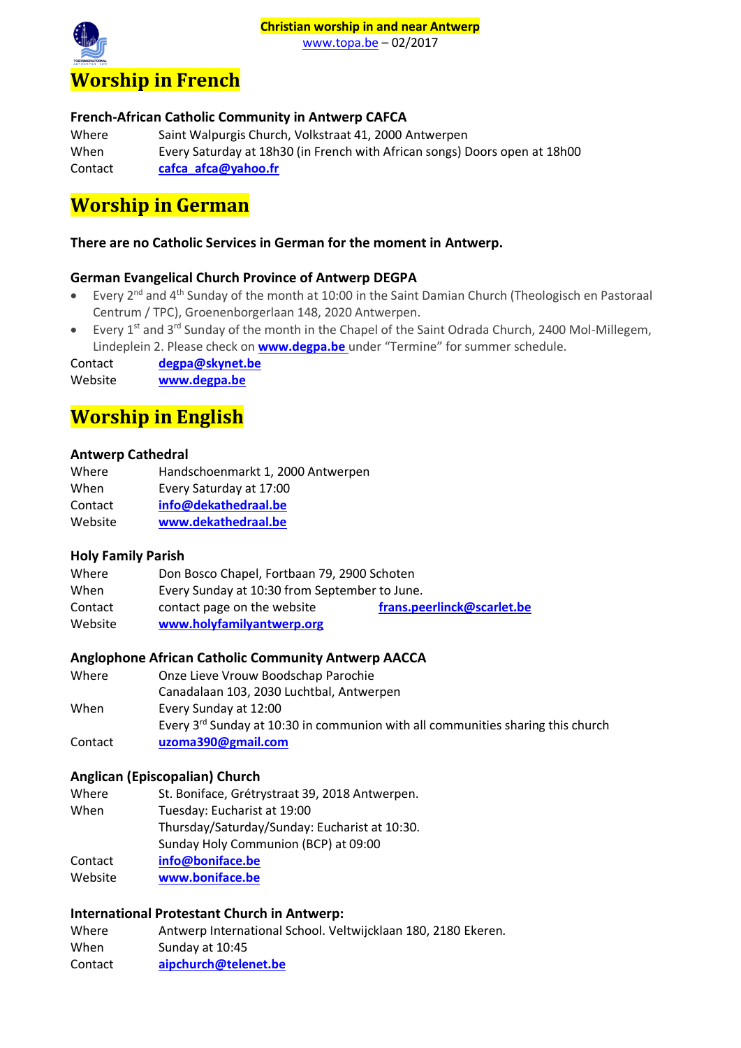**Christian worship in and near Antwerp**
www.topa.be – 02/2017

# Worship in French

### French-African Catholic Community in Antwerp CAFCA

Where Saint Walpurgis Church, Volkstraat 41, 2000 Antwerpen
When Every Saturday at 18h30 (in French with African songs) Doors open at 18h00
Contact **cafca_afca@yahoo.fr**

# Worship in German

**There are no Catholic Services in German for the moment in Antwerp.**

### German Evangelical Church Province of Antwerp DEGPA

- Every 2nd and 4th Sunday of the month at 10:00 in the Saint Damian Church (Theologisch en Pastoraal Centrum / TPC), Groenenborgerlaan 148, 2020 Antwerpen.
- Every 1st and 3rd Sunday of the month in the Chapel of the Saint Odrada Church, 2400 Mol-Millegem, Lindeplein 2. Please check on **www.degpa.be** under "Termine" for summer schedule.

Contact **degpa@skynet.be**
Website **www.degpa.be**

# Worship in English

### Antwerp Cathedral

Where Handschoenmarkt 1, 2000 Antwerpen
When Every Saturday at 17:00
Contact **info@dekathedraal.be**
Website **www.dekathedraal.be**

### Holy Family Parish

Where Don Bosco Chapel, Fortbaan 79, 2900 Schoten
When Every Sunday at 10:30 from September to June.
Contact contact page on the website **frans.peerlinck@scarlet.be**
Website **www.holyfamilyantwerp.org**

### Anglophone African Catholic Community Antwerp AACCA

Where Onze Lieve Vrouw Boodschap Parochie
Canadalaan 103, 2030 Luchtbal, Antwerpen
When Every Sunday at 12:00
Every 3rd Sunday at 10:30 in communion with all communities sharing this church
Contact **uzoma390@gmail.com**

### Anglican (Episcopalian) Church

Where St. Boniface, Grétrystraat 39, 2018 Antwerpen.
When Tuesday: Eucharist at 19:00
Thursday/Saturday/Sunday: Eucharist at 10:30.
Sunday Holy Communion (BCP) at 09:00
Contact **info@boniface.be**
Website **www.boniface.be**

### International Protestant Church in Antwerp:

Where Antwerp International School. Veltwijcklaan 180, 2180 Ekeren.
When Sunday at 10:45
Contact **aipchurch@telenet.be**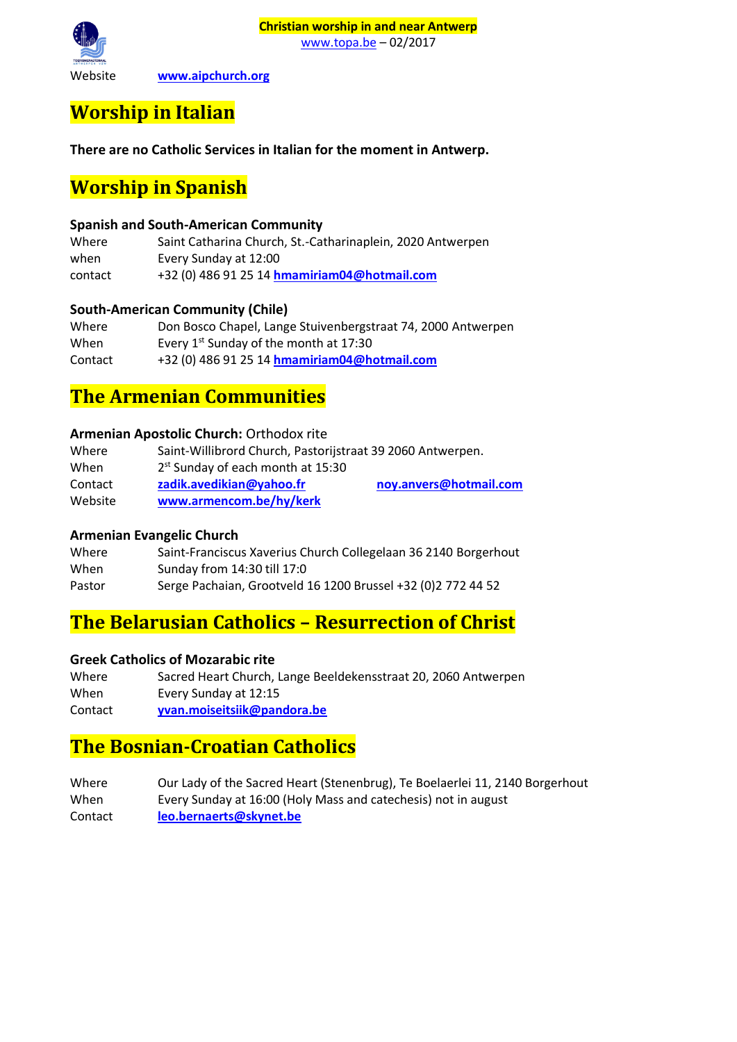Website www.aipchurch.org

# Worship in Italian

**There are no Catholic Services in Italian for the moment in Antwerp.**

# Worship in Spanish

### Spanish and South-American Community

Where Saint Catharina Church, St.-Catharinaplein, 2020 Antwerpen
when Every Sunday at 12:00
contact +32 (0) 486 91 25 14 **hmamiriam04@hotmail.com**

### South-American Community (Chile)

Where Don Bosco Chapel, Lange Stuivenbergstraat 74, 2000 Antwerpen
When Every 1st Sunday of the month at 17:30
Contact +32 (0) 486 91 25 14 **hmamiriam04@hotmail.com**

# The Armenian Communities

**Armenian Apostolic Church:** Orthodox rite

Where Saint-Willibrord Church, Pastorijstraat 39 2060 Antwerpen.
When 2st Sunday of each month at 15:30
Contact **zadik.avedikian@yahoo.fr** **noy.anvers@hotmail.com**
Website **www.armencom.be/hy/kerk**

### Armenian Evangelic Church

Where Saint-Franciscus Xaverius Church Collegelaan 36 2140 Borgerhout
When Sunday from 14:30 till 17:0
Pastor Serge Pachaian, Grootveld 16 1200 Brussel +32 (0)2 772 44 52

# The Belarusian Catholics – Resurrection of Christ

### Greek Catholics of Mozarabic rite

Where Sacred Heart Church, Lange Beeldekensstraat 20, 2060 Antwerpen
When Every Sunday at 12:15
Contact **yvan.moiseitsiik@pandora.be**

# The Bosnian-Croatian Catholics

Where Our Lady of the Sacred Heart (Stenenbrug), Te Boelaerlei 11, 2140 Borgerhout
When Every Sunday at 16:00 (Holy Mass and catechesis) not in august
Contact **leo.bernaerts@skynet.be**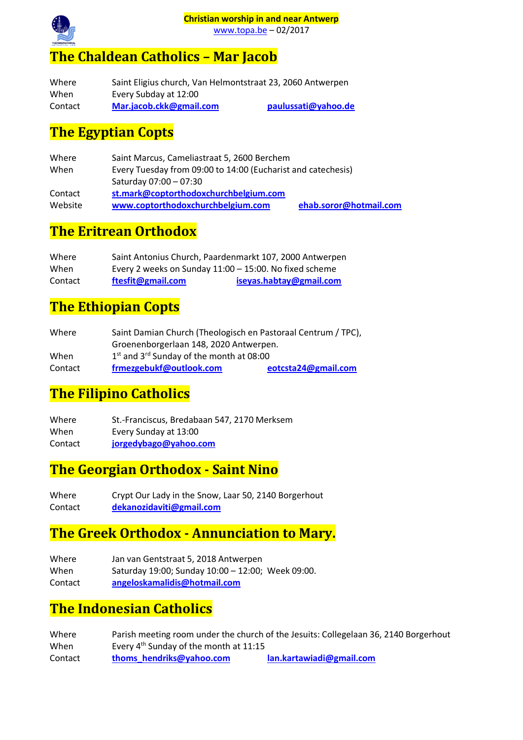**Christian worship in and near Antwerp**
www.topa.be – 02/2017

# The Chaldean Catholics – Mar Jacob

| | |
|---|---|
| Where | Saint Eligius church, Van Helmontstraat 23, 2060 Antwerpen |
| When | Every Subday at 12:00 |
| Contact | **Mar.jacob.ckk@gmail.com** **paulussati@yahoo.de** |

# The Egyptian Copts

| | |
|---|---|
| Where | Saint Marcus, Cameliastraat 5, 2600 Berchem |
| When | Every Tuesday from 09:00 to 14:00 (Eucharist and catechesis)<br>Saturday 07:00 – 07:30 |
| Contact | **st.mark@coptorthodoxchurchbelgium.com** |
| Website | **www.coptorthodoxchurchbelgium.com** **ehab.soror@hotmail.com** |

# The Eritrean Orthodox

| | |
|---|---|
| Where | Saint Antonius Church, Paardenmarkt 107, 2000 Antwerpen |
| When | Every 2 weeks on Sunday 11:00 – 15:00. No fixed scheme |
| Contact | **ftesfit@gmail.com** **iseyas.habtay@gmail.com** |

# The Ethiopian Copts

| | |
|---|---|
| Where | Saint Damian Church (Theologisch en Pastoraal Centrum / TPC),<br>Groenenborgerlaan 148, 2020 Antwerpen. |
| When | 1st and 3rd Sunday of the month at 08:00 |
| Contact | **frmezgebukf@outlook.com** **eotcsta24@gmail.com** |

# The Filipino Catholics

| | |
|---|---|
| Where | St.-Franciscus, Bredabaan 547, 2170 Merksem |
| When | Every Sunday at 13:00 |
| Contact | **jorgedybago@yahoo.com** |

# The Georgian Orthodox - Saint Nino

| | |
|---|---|
| Where | Crypt Our Lady in the Snow, Laar 50, 2140 Borgerhout |
| Contact | **dekanozidaviti@gmail.com** |

# The Greek Orthodox - Annunciation to Mary.

| | |
|---|---|
| Where | Jan van Gentstraat 5, 2018 Antwerpen |
| When | Saturday 19:00; Sunday 10:00 – 12:00; Week 09:00. |
| Contact | **angeloskamalidis@hotmail.com** |

# The Indonesian Catholics

| | |
|---|---|
| Where | Parish meeting room under the church of the Jesuits: Collegelaan 36, 2140 Borgerhout |
| When | Every 4th Sunday of the month at 11:15 |
| Contact | **thoms_hendriks@yahoo.com** **lan.kartawiadi@gmail.com** |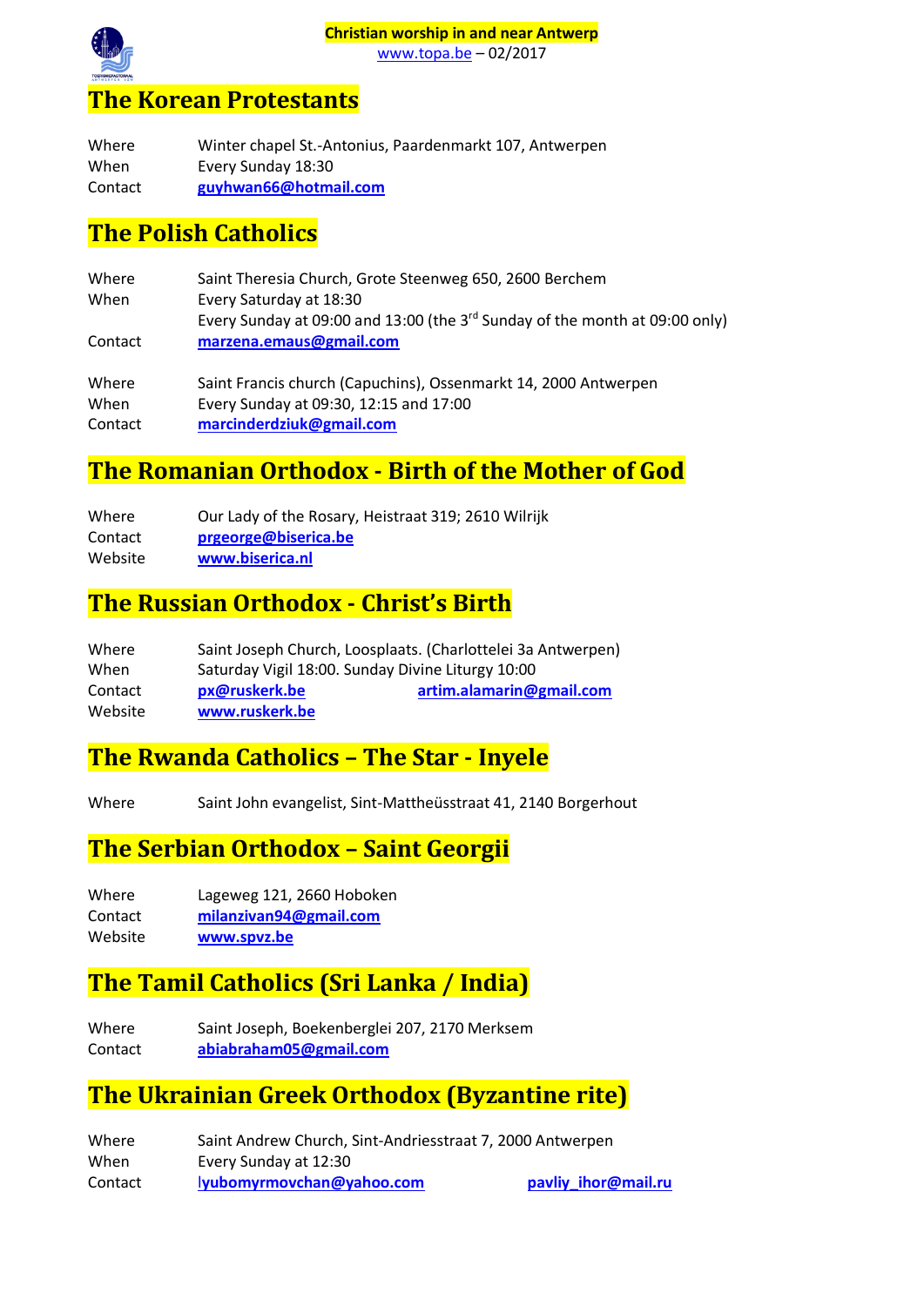## The Korean Protestants

Where Winter chapel St.-Antonius, Paardenmarkt 107, Antwerpen
When Every Sunday 18:30
Contact **guyhwan66@hotmail.com**

## The Polish Catholics

Where Saint Theresia Church, Grote Steenweg 650, 2600 Berchem
When Every Saturday at 18:30
Every Sunday at 09:00 and 13:00 (the 3rd Sunday of the month at 09:00 only)
Contact **marzena.emaus@gmail.com**

Where Saint Francis church (Capuchins), Ossenmarkt 14, 2000 Antwerpen
When Every Sunday at 09:30, 12:15 and 17:00
Contact **marcinderdziuk@gmail.com**

## The Romanian Orthodox - Birth of the Mother of God

Where Our Lady of the Rosary, Heistraat 319; 2610 Wilrijk
Contact **prgeorge@biserica.be**
Website **www.biserica.nl**

## The Russian Orthodox - Christ's Birth

Where Saint Joseph Church, Loosplaats. (Charlottelei 3a Antwerpen)
When Saturday Vigil 18:00. Sunday Divine Liturgy 10:00
Contact **px@ruskerk.be** **artim.alamarin@gmail.com**
Website **www.ruskerk.be**

## The Rwanda Catholics – The Star - Inyele

Where Saint John evangelist, Sint-Mattheüsstraat 41, 2140 Borgerhout

## The Serbian Orthodox – Saint Georgii

Where Lageweg 121, 2660 Hoboken
Contact **milanzivan94@gmail.com**
Website **www.spvz.be**

## The Tamil Catholics (Sri Lanka / India)

Where Saint Joseph, Boekenberglei 207, 2170 Merksem
Contact **abiabraham05@gmail.com**

## The Ukrainian Greek Orthodox (Byzantine rite)

Where Saint Andrew Church, Sint-Andriesstraat 7, 2000 Antwerpen
When Every Sunday at 12:30
Contact **lyubomyrmovchan@yahoo.com** **pavliy_ihor@mail.ru**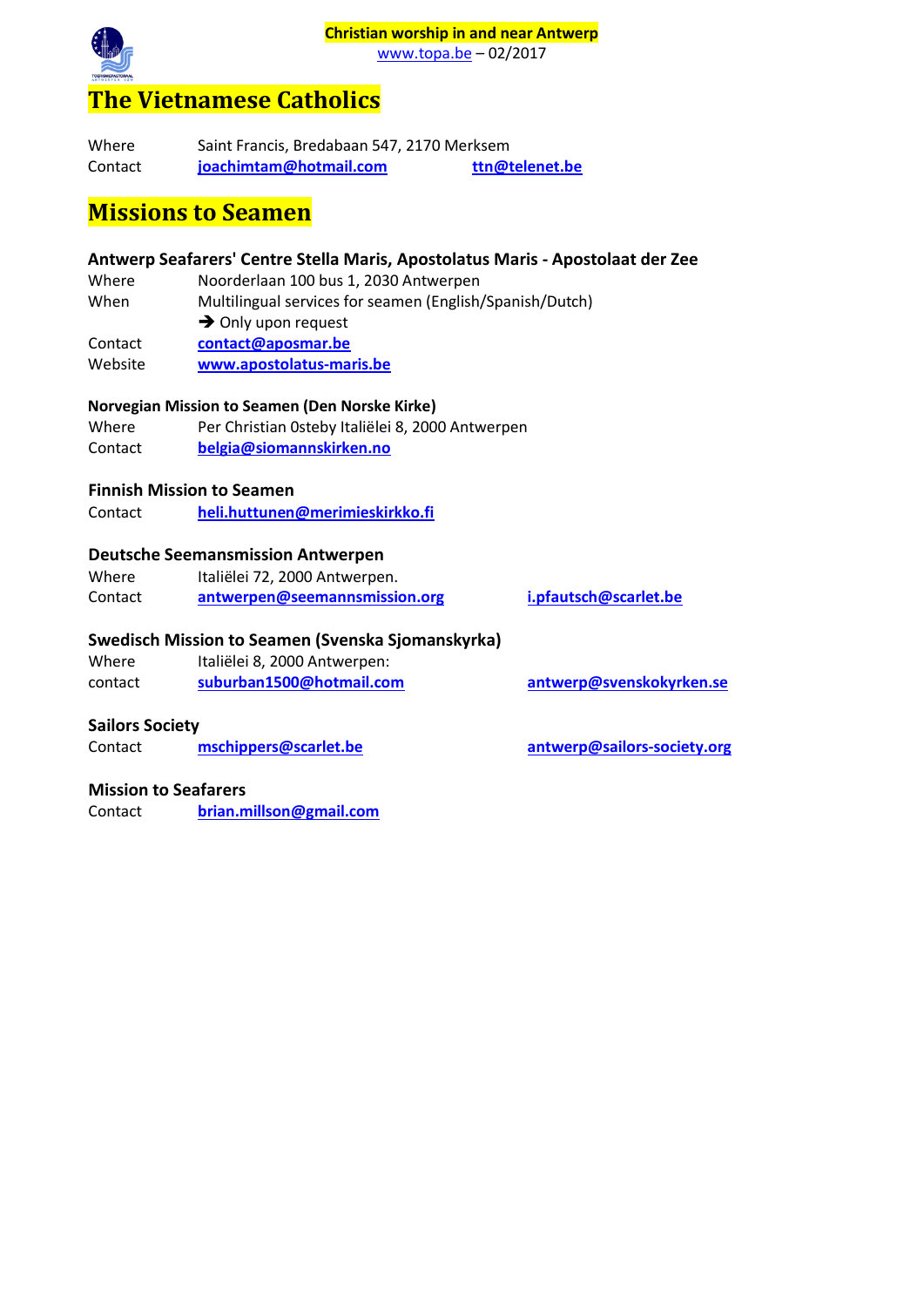# The Vietnamese Catholics

Where Saint Francis, Bredabaan 547, 2170 Merksem
Contact **joachimtam@hotmail.com** **ttn@telenet.be**

# Missions to Seamen

**Antwerp Seafarers' Centre Stella Maris, Apostolatus Maris - Apostolaat der Zee**

Where Noorderlaan 100 bus 1, 2030 Antwerpen
When Multilingual services for seamen (English/Spanish/Dutch)
➔ Only upon request
Contact **contact@aposmar.be**
Website **www.apostolatus-maris.be**

**Norvegian Mission to Seamen (Den Norske Kirke)**

Where Per Christian 0steby Italiëlei 8, 2000 Antwerpen
Contact **belgia@siomannskirken.no**

**Finnish Mission to Seamen**

Contact **heli.huttunen@merimieskirkko.fi**

**Deutsche Seemansmission Antwerpen**

Where Italiëlei 72, 2000 Antwerpen.
Contact **antwerpen@seemannsmission.org** **i.pfautsch@scarlet.be**

**Swedisch Mission to Seamen (Svenska Sjomanskyrka)**

Where Italiëlei 8, 2000 Antwerpen:
contact **suburban1500@hotmail.com** **antwerp@svenskokyrken.se**

**Sailors Society**

Contact **mschippers@scarlet.be** **antwerp@sailors-society.org**

**Mission to Seafarers**

Contact **brian.millson@gmail.com**